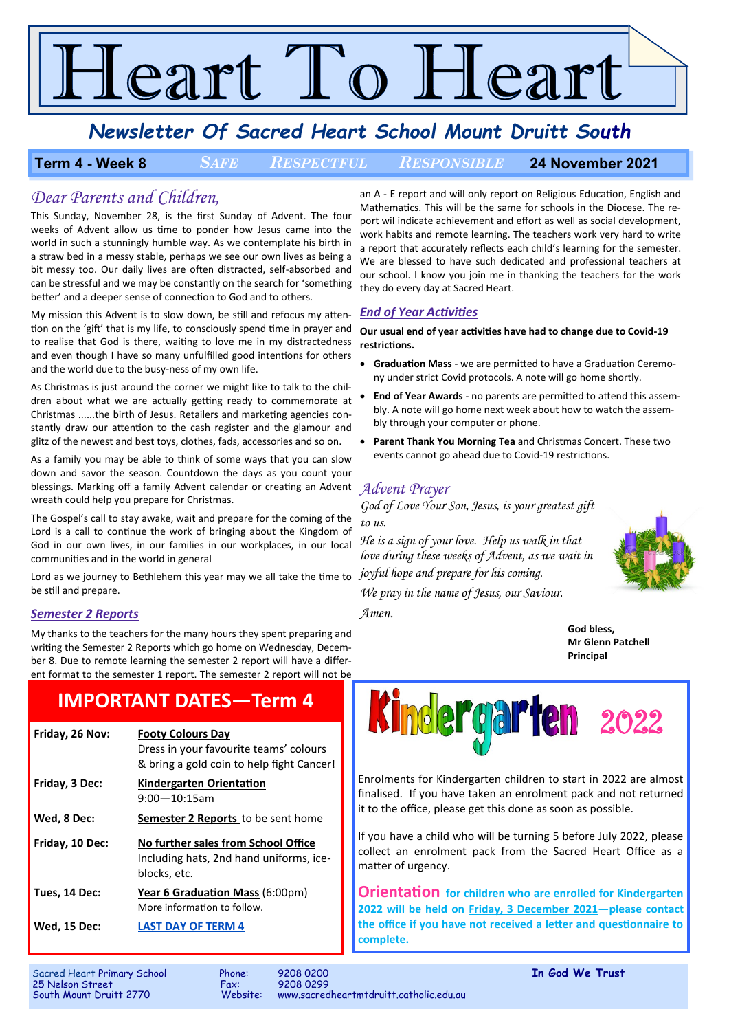# Heart To Heart

## Newsletter Of Sacred Heart School Mount Druitt South

**Term 4 - Week 8** *SAFE RESPECTFUL RESPONSIBLE* **24 November 2021**

## *Dear Parents and Children,*

This Sunday, November 28, is the first Sunday of Advent. The four weeks of Advent allow us time to ponder how Jesus came into the world in such a stunningly humble way. As we contemplate his birth in a straw bed in a messy stable, perhaps we see our own lives as being a bit messy too. Our daily lives are often distracted, self-absorbed and can be stressful and we may be constantly on the search for 'something better' and a deeper sense of connection to God and to others.

My mission this Advent is to slow down, be still and refocus my attention on the 'gift' that is my life, to consciously spend time in prayer and to realise that God is there, waiting to love me in my distractedness and even though I have so many unfulfilled good intentions for others and the world due to the busy-ness of my own life.

As Christmas is just around the corner we might like to talk to the children about what we are actually getting ready to commemorate at Christmas ......the birth of Jesus. Retailers and marketing agencies constantly draw our attention to the cash register and the glamour and glitz of the newest and best toys, clothes, fads, accessories and so on.

As a family you may be able to think of some ways that you can slow down and savor the season. Countdown the days as you count your blessings. Marking off a family Advent calendar or creating an Advent wreath could help you prepare for Christmas.

The Gospel's call to stay awake, wait and prepare for the coming of the Lord is a call to continue the work of bringing about the Kingdom of God in our own lives, in our families in our workplaces, in our local communities and in the world in general

Lord as we journey to Bethlehem this year may we all take the time to be still and prepare.

### *Semester 2 Reports*

My thanks to the teachers for the many hours they spent preparing and writing the Semester 2 Reports which go home on Wednesday, December 8. Due to remote learning the semester 2 report will have a different format to the semester 1 report. The semester 2 report will not be an A - E report and will only report on Religious Education, English and Mathematics. This will be the same for schools in the Diocese. The report wil indicate achievement and effort as well as social development, work habits and remote learning. The teachers work very hard to write a report that accurately reflects each child's learning for the semester. We are blessed to have such dedicated and professional teachers at our school. I know you join me in thanking the teachers for the work they do every day at Sacred Heart.

### *End of Year Activities*

**Our usual end of year activities have had to change due to Covid-19 restrictions.**

- **Graduation Mass** - we are permitted to have a Graduation Ceremony under strict Covid protocols. A note will go home shortly.
- **End of Year Awards** - no parents are permitted to attend this assembly. A note will go home next week about how to watch the assembly through your computer or phone.
- **Parent Thank You Morning Tea** and Christmas Concert. These two events cannot go ahead due to Covid-19 restrictions.

### *Advent Prayer*

*God of Love Your Son, Jesus, is your greatest gift to us.*
*He is a sign of your love. Help us walk in that love during these weeks of Advent, as we wait in joyful hope and prepare for his coming.*
*We pray in the name of Jesus, our Saviour.*
*Amen.*

**God bless,**
**Mr Glenn Patchell**
**Principal**

## IMPORTANT DATES—Term 4

| | |
|---|---|
| **Friday, 26 Nov:** | **Footy Colours Day** Dress in your favourite teams' colours & bring a gold coin to help fight Cancer! |
| **Friday, 3 Dec:** | **Kindergarten Orientation** 9:00—10:15am |
| **Wed, 8 Dec:** | **Semester 2 Reports** to be sent home |
| **Friday, 10 Dec:** | **No further sales from School Office** Including hats, 2nd hand uniforms, ice-blocks, etc. |
| **Tues, 14 Dec:** | **Year 6 Graduation Mass** (6:00pm) More information to follow. |
| **Wed, 15 Dec:** | **LAST DAY OF TERM 4** |

## Kindergarten 2022

Enrolments for Kindergarten children to start in 2022 are almost finalised. If you have taken an enrolment pack and not returned it to the office, please get this done as soon as possible.

If you have a child who will be turning 5 before July 2022, please collect an enrolment pack from the Sacred Heart Office as a matter of urgency.

**Orientation for children who are enrolled for Kindergarten 2022 will be held on Friday, 3 December 2021—please contact the office if you have not received a letter and questionnaire to complete.**

Sacred Heart Primary School
25 Nelson Street
South Mount Druitt 2770

Phone: 9208 0200
Fax: 9208 0299
Website: www.sacredheartmtdruitt.catholic.edu.au

**In God We Trust**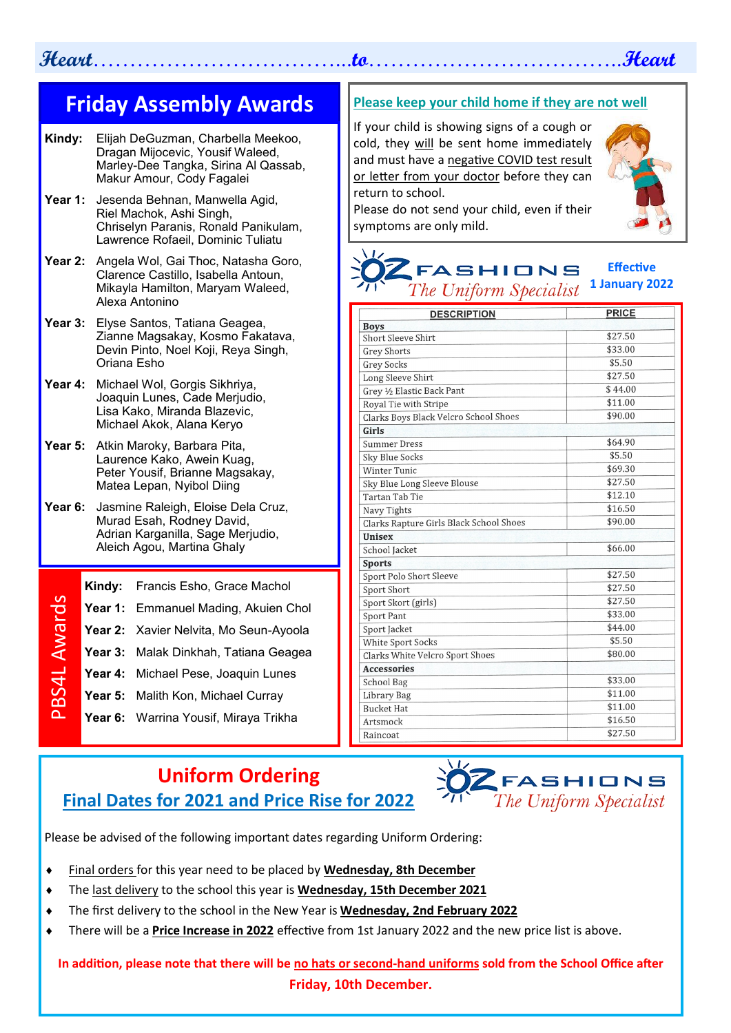Heart……………………………….to……………………………..Heart

## Friday Assembly Awards

**Kindy:** Elijah DeGuzman, Charbella Meekoo, Dragan Mijocevic, Yousif Waleed, Marley-Dee Tangka, Sirina Al Qassab, Makur Amour, Cody Fagalei

**Year 1:** Jesenda Behnan, Manwella Agid, Riel Machok, Ashi Singh, Chriselyn Paranis, Ronald Panikulam, Lawrence Rofaeil, Dominic Tuliatu

**Year 2:** Angela Wol, Gai Thoc, Natasha Goro, Clarence Castillo, Isabella Antoun, Mikayla Hamilton, Maryam Waleed, Alexa Antonino

**Year 3:** Elyse Santos, Tatiana Geagea, Zianne Magsakay, Kosmo Fakatava, Devin Pinto, Noel Koji, Reya Singh, Oriana Esho

**Year 4:** Michael Wol, Gorgis Sikhriya, Joaquin Lunes, Cade Merjudio, Lisa Kako, Miranda Blazevic, Michael Akok, Alana Keryo

**Year 5:** Atkin Maroky, Barbara Pita, Laurence Kako, Awein Kuag, Peter Yousif, Brianne Magsakay, Matea Lepan, Nyibol Diing

**Year 6:** Jasmine Raleigh, Eloise Dela Cruz, Murad Esah, Rodney David, Adrian Karganilla, Sage Merjudio, Aleich Agou, Martina Ghaly

## PBS4L Awards

**Kindy:** Francis Esho, Grace Machol

**Year 1:** Emmanuel Mading, Akuien Chol

**Year 2:** Xavier Nelvita, Mo Seun-Ayoola

**Year 3:** Malak Dinkhah, Tatiana Geagea

**Year 4:** Michael Pese, Joaquin Lunes

**Year 5:** Malith Kon, Michael Curray

**Year 6:** Warrina Yousif, Miraya Trikha

## Please keep your child home if they are not well

If your child is showing signs of a cough or cold, they will be sent home immediately and must have a negative COVID test result or letter from your doctor before they can return to school.
Please do not send your child, even if their symptoms are only mild.

## OZ FASHIONS *The Uniform Specialist*

**Effective 1 January 2022**

| DESCRIPTION | PRICE |
|---|---|
| **Boys** | |
| Short Sleeve Shirt | $27.50 |
| Grey Shorts | $33.00 |
| Grey Socks | $5.50 |
| Long Sleeve Shirt | $27.50 |
| Grey ½ Elastic Back Pant | $ 44.00 |
| Royal Tie with Stripe | $11.00 |
| Clarks Boys Black Velcro School Shoes | $90.00 |
| **Girls** | |
| Summer Dress | $64.90 |
| Sky Blue Socks | $5.50 |
| Winter Tunic | $69.30 |
| Sky Blue Long Sleeve Blouse | $27.50 |
| Tartan Tab Tie | $12.10 |
| Navy Tights | $16.50 |
| Clarks Rapture Girls Black School Shoes | $90.00 |
| **Unisex** | |
| School Jacket | $66.00 |
| **Sports** | |
| Sport Polo Short Sleeve | $27.50 |
| Sport Short | $27.50 |
| Sport Skort (girls) | $27.50 |
| Sport Pant | $33.00 |
| Sport Jacket | $44.00 |
| White Sport Socks | $5.50 |
| Clarks White Velcro Sport Shoes | $80.00 |
| **Accessories** | |
| School Bag | $33.00 |
| Library Bag | $11.00 |
| Bucket Hat | $11.00 |
| Artsmock | $16.50 |
| Raincoat | $27.50 |

## Uniform Ordering

### Final Dates for 2021 and Price Rise for 2022

OZ FASHIONS *The Uniform Specialist*

Please be advised of the following important dates regarding Uniform Ordering:

- Final orders for this year need to be placed by **Wednesday, 8th December**
- The last delivery to the school this year is **Wednesday, 15th December 2021**
- The first delivery to the school in the New Year is **Wednesday, 2nd February 2022**
- There will be a **Price Increase in 2022** effective from 1st January 2022 and the new price list is above.

**In addition, please note that there will be no hats or second-hand uniforms sold from the School Office after Friday, 10th December.**